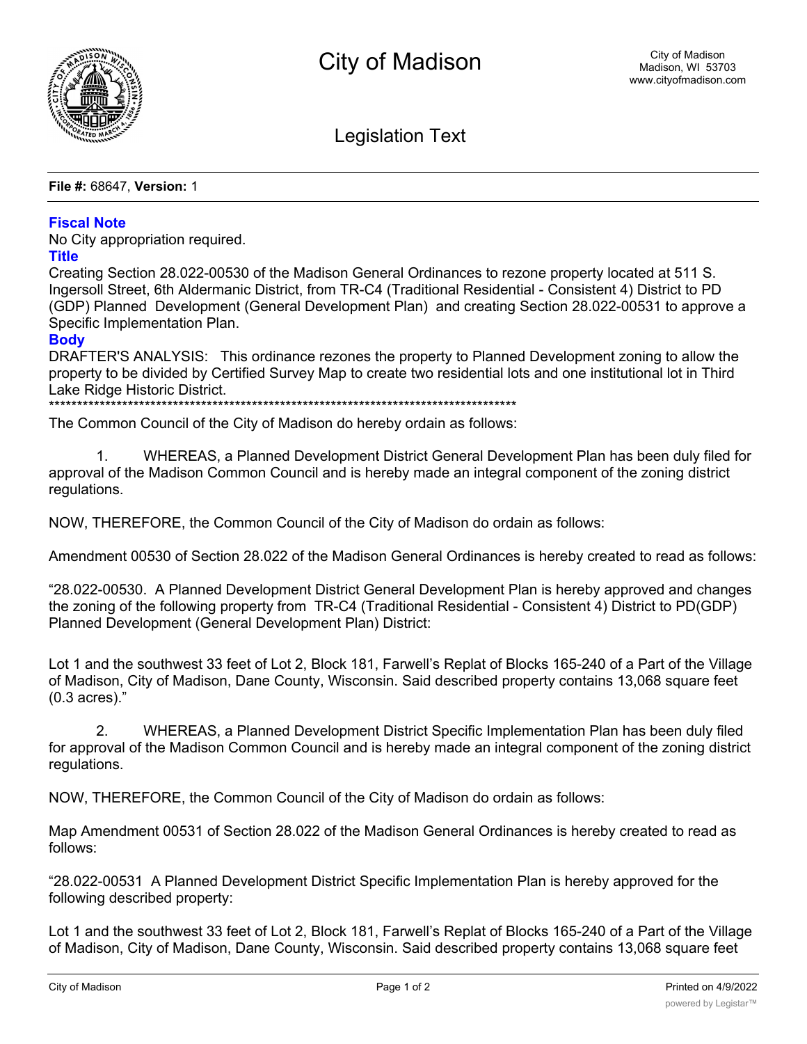# City of Madison

City of Madison
Madison, WI 53703
www.cityofmadison.com

## Legislation Text

**File #:** 68647, **Version:** 1

**Fiscal Note**

No City appropriation required.

**Title**

Creating Section 28.022-00530 of the Madison General Ordinances to rezone property located at 511 S. Ingersoll Street, 6th Aldermanic District, from TR-C4 (Traditional Residential - Consistent 4) District to PD (GDP) Planned Development (General Development Plan) and creating Section 28.022-00531 to approve a Specific Implementation Plan.

**Body**

DRAFTER'S ANALYSIS: This ordinance rezones the property to Planned Development zoning to allow the property to be divided by Certified Survey Map to create two residential lots and one institutional lot in Third Lake Ridge Historic District.

**********************************************************************************

The Common Council of the City of Madison do hereby ordain as follows:

1. WHEREAS, a Planned Development District General Development Plan has been duly filed for approval of the Madison Common Council and is hereby made an integral component of the zoning district regulations.

NOW, THEREFORE, the Common Council of the City of Madison do ordain as follows:

Amendment 00530 of Section 28.022 of the Madison General Ordinances is hereby created to read as follows:

"28.022-00530. A Planned Development District General Development Plan is hereby approved and changes the zoning of the following property from TR-C4 (Traditional Residential - Consistent 4) District to PD(GDP) Planned Development (General Development Plan) District:

Lot 1 and the southwest 33 feet of Lot 2, Block 181, Farwell's Replat of Blocks 165-240 of a Part of the Village of Madison, City of Madison, Dane County, Wisconsin. Said described property contains 13,068 square feet (0.3 acres)."

2. WHEREAS, a Planned Development District Specific Implementation Plan has been duly filed for approval of the Madison Common Council and is hereby made an integral component of the zoning district regulations.

NOW, THEREFORE, the Common Council of the City of Madison do ordain as follows:

Map Amendment 00531 of Section 28.022 of the Madison General Ordinances is hereby created to read as follows:

"28.022-00531 A Planned Development District Specific Implementation Plan is hereby approved for the following described property:

Lot 1 and the southwest 33 feet of Lot 2, Block 181, Farwell's Replat of Blocks 165-240 of a Part of the Village of Madison, City of Madison, Dane County, Wisconsin. Said described property contains 13,068 square feet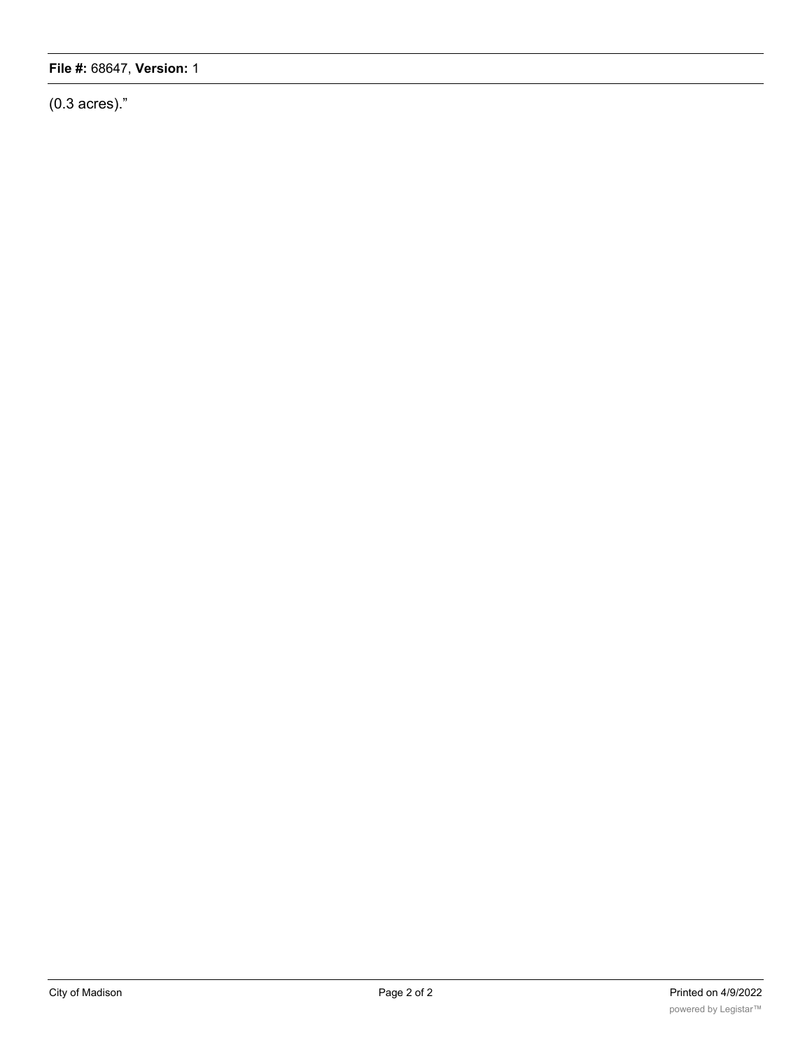(0.3 acres)."